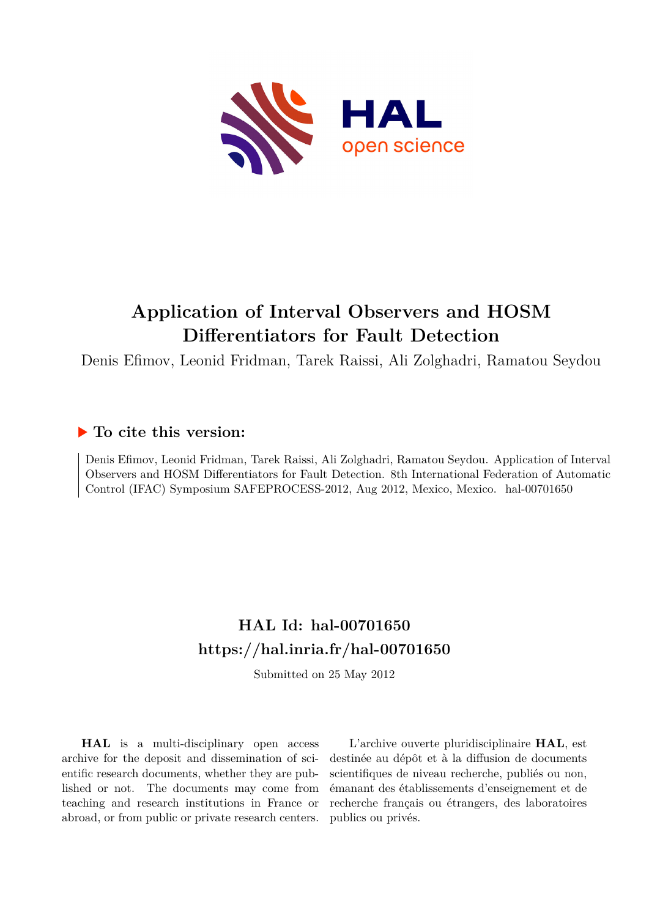# Application of Interval Observers and HOSM Differentiators for Fault Detection

Denis Efimov, Leonid Fridman, Tarek Raissi, Ali Zolghadri, Ramatou Seydou

## ▶ To cite this version:

Denis Efimov, Leonid Fridman, Tarek Raissi, Ali Zolghadri, Ramatou Seydou. Application of Interval Observers and HOSM Differentiators for Fault Detection. 8th International Federation of Automatic Control (IFAC) Symposium SAFEPROCESS-2012, Aug 2012, Mexico, Mexico. hal-00701650

## HAL Id: hal-00701650
## https://hal.inria.fr/hal-00701650

Submitted on 25 May 2012

**HAL** is a multi-disciplinary open access archive for the deposit and dissemination of scientific research documents, whether they are published or not. The documents may come from teaching and research institutions in France or abroad, or from public or private research centers.

L'archive ouverte pluridisciplinaire **HAL**, est destinée au dépôt et à la diffusion de documents scientifiques de niveau recherche, publiés ou non, émanant des établissements d'enseignement et de recherche français ou étrangers, des laboratoires publics ou privés.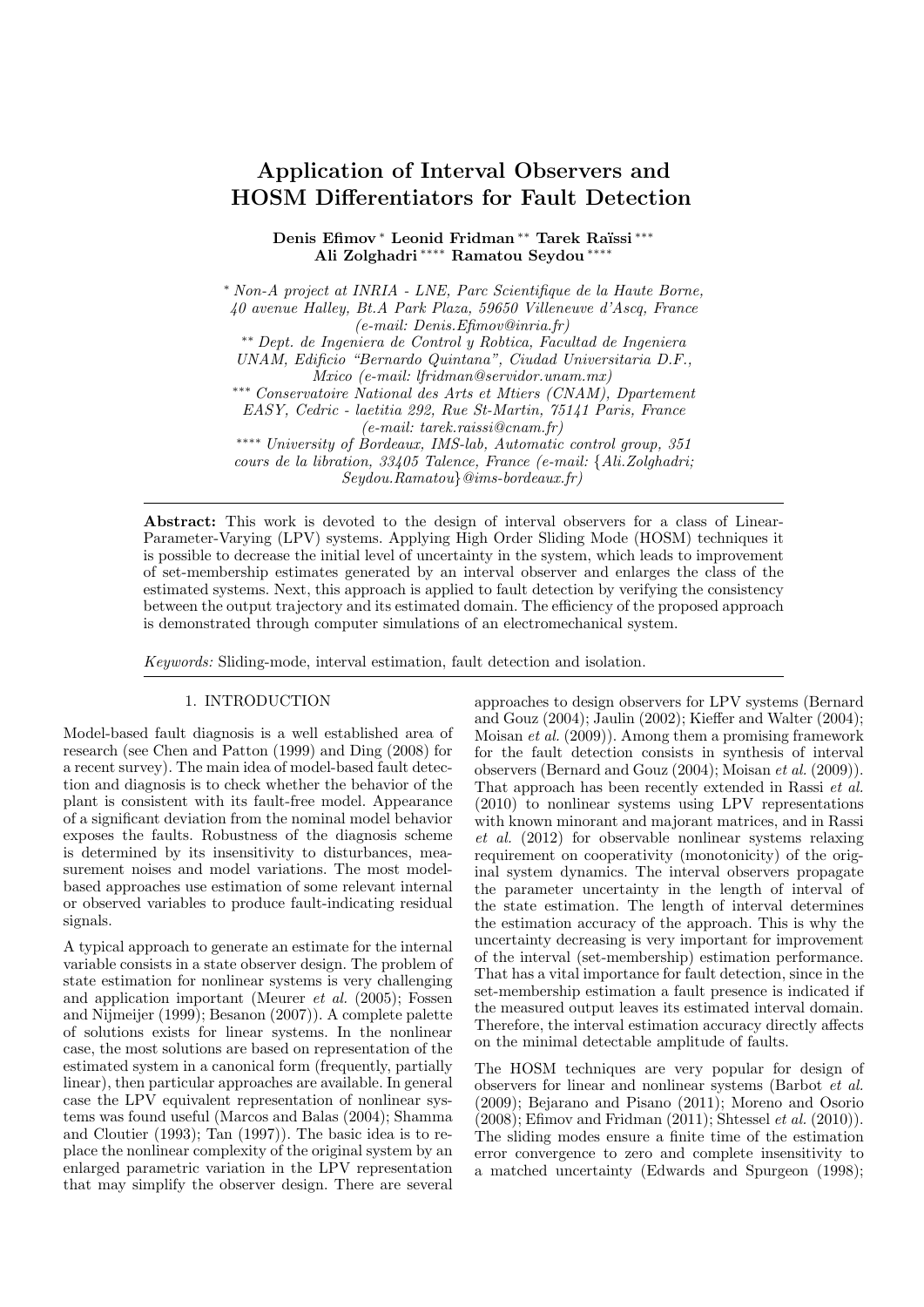# Application of Interval Observers and HOSM Differentiators for Fault Detection

**Denis Efimov** [*] **Leonid Fridman** [**] **Tarek Raïssi** [***] **Ali Zolghadri** [****] **Ramatou Seydou** [****]

[*] *Non-A project at INRIA - LNE, Parc Scientifique de la Haute Borne, 40 avenue Halley, Bt.A Park Plaza, 59650 Villeneuve d'Ascq, France (e-mail: Denis.Efimov@inria.fr)*
[**] *Dept. de Ingeniera de Control y Robtica, Facultad de Ingeniera UNAM, Edificio "Bernardo Quintana", Ciudad Universitaria D.F., Mxico (e-mail: lfridman@servidor.unam.mx)*
[***] *Conservatoire National des Arts et Mtiers (CNAM), Dpartement EASY, Cedric - laetitia 292, Rue St-Martin, 75141 Paris, France (e-mail: tarek.raissi@cnam.fr)*
[****] *University of Bordeaux, IMS-lab, Automatic control group, 351 cours de la libration, 33405 Talence, France (e-mail: {Ali.Zolghadri; Seydou.Ramatou}@ims-bordeaux.fr)*

**Abstract:** This work is devoted to the design of interval observers for a class of Linear-Parameter-Varying (LPV) systems. Applying High Order Sliding Mode (HOSM) techniques it is possible to decrease the initial level of uncertainty in the system, which leads to improvement of set-membership estimates generated by an interval observer and enlarges the class of the estimated systems. Next, this approach is applied to fault detection by verifying the consistency between the output trajectory and its estimated domain. The efficiency of the proposed approach is demonstrated through computer simulations of an electromechanical system.

*Keywords:* Sliding-mode, interval estimation, fault detection and isolation.

## 1. INTRODUCTION

Model-based fault diagnosis is a well established area of research (see Chen and Patton (1999) and Ding (2008) for a recent survey). The main idea of model-based fault detection and diagnosis is to check whether the behavior of the plant is consistent with its fault-free model. Appearance of a significant deviation from the nominal model behavior exposes the faults. Robustness of the diagnosis scheme is determined by its insensitivity to disturbances, measurement noises and model variations. The most model-based approaches use estimation of some relevant internal or observed variables to produce fault-indicating residual signals.

A typical approach to generate an estimate for the internal variable consists in a state observer design. The problem of state estimation for nonlinear systems is very challenging and application important (Meurer *et al.* (2005); Fossen and Nijmeijer (1999); Besanon (2007)). A complete palette of solutions exists for linear systems. In the nonlinear case, the most solutions are based on representation of the estimated system in a canonical form (frequently, partially linear), then particular approaches are available. In general case the LPV equivalent representation of nonlinear systems was found useful (Marcos and Balas (2004); Shamma and Cloutier (1993); Tan (1997)). The basic idea is to replace the nonlinear complexity of the original system by an enlarged parametric variation in the LPV representation that may simplify the observer design. There are several approaches to design observers for LPV systems (Bernard and Gouz (2004); Jaulin (2002); Kieffer and Walter (2004); Moisan *et al.* (2009)). Among them a promising framework for the fault detection consists in synthesis of interval observers (Bernard and Gouz (2004); Moisan *et al.* (2009)). That approach has been recently extended in Rassi *et al.* (2010) to nonlinear systems using LPV representations with known minorant and majorant matrices, and in Rassi *et al.* (2012) for observable nonlinear systems relaxing requirement on cooperativity (monotonicity) of the original system dynamics. The interval observers propagate the parameter uncertainty in the length of interval of the state estimation. The length of interval determines the estimation accuracy of the approach. This is why the uncertainty decreasing is very important for improvement of the interval (set-membership) estimation performance. That has a vital importance for fault detection, since in the set-membership estimation a fault presence is indicated if the measured output leaves its estimated interval domain. Therefore, the interval estimation accuracy directly affects on the minimal detectable amplitude of faults.

The HOSM techniques are very popular for design of observers for linear and nonlinear systems (Barbot *et al.* (2009); Bejarano and Pisano (2011); Moreno and Osorio (2008); Efimov and Fridman (2011); Shtessel *et al.* (2010)). The sliding modes ensure a finite time of the estimation error convergence to zero and complete insensitivity to a matched uncertainty (Edwards and Spurgeon (1998);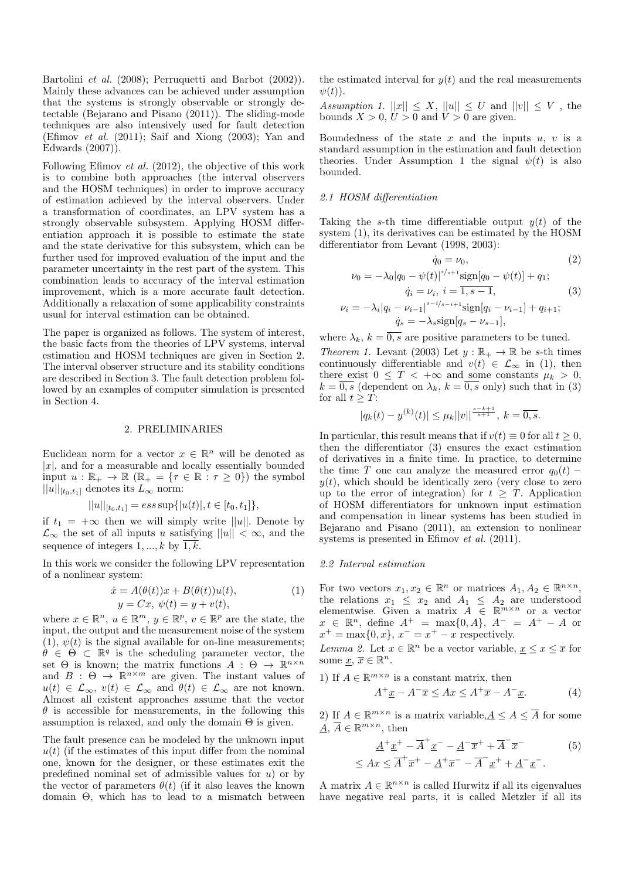Bartolini *et al.* (2008); Perruquetti and Barbot (2002)). Mainly these advances can be achieved under assumption that the systems is strongly observable or strongly detectable (Bejarano and Pisano (2011)). The sliding-mode techniques are also intensively used for fault detection (Efimov *et al.* (2011); Saif and Xiong (2003); Yan and Edwards (2007)).

Following Efimov *et al.* (2012), the objective of this work is to combine both approaches (the interval observers and the HOSM techniques) in order to improve accuracy of estimation achieved by the interval observers. Under a transformation of coordinates, an LPV system has a strongly observable subsystem. Applying HOSM differentiation approach it is possible to estimate the state and the state derivative for this subsystem, which can be further used for improved evaluation of the input and the parameter uncertainty in the rest part of the system. This combination leads to accuracy of the interval estimation improvement, which is a more accurate fault detection. Additionally a relaxation of some applicability constraints usual for interval estimation can be obtained.

The paper is organized as follows. The system of interest, the basic facts from the theories of LPV systems, interval estimation and HOSM techniques are given in Section 2. The interval observer structure and its stability conditions are described in Section 3. The fault detection problem followed by an examples of computer simulation is presented in Section 4.

## 2. PRELIMINARIES

Euclidean norm for a vector $x \in \mathbb{R}^n$ will be denoted as $|x|$, and for a measurable and locally essentially bounded input $u : \mathbb{R}_+ \to \mathbb{R}$ ($\mathbb{R}_+ = \{\tau \in \mathbb{R} : \tau \geq 0\}$) the symbol $||u||_{[t_0,t_1]}$ denotes its $L_\infty$ norm:

$$||u||_{[t_0,t_1]} = ess\sup\{|u(t)|, t \in [t_0, t_1]\},$$

if $t_1 = +\infty$ then we will simply write $||u||$. Denote by $\mathcal{L}_\infty$ the set of all inputs $u$ satisfying $||u|| < \infty$, and the sequence of integers $1, ..., k$ by $\overline{1,k}$.

In this work we consider the following LPV representation of a nonlinear system:

$$\begin{aligned} \dot{x} &= A(\theta(t))x + B(\theta(t))u(t), \\ y &= Cx,\ \psi(t) = y + v(t), \end{aligned} \tag{1}$$

where $x \in \mathbb{R}^n$, $u \in \mathbb{R}^m$, $y \in \mathbb{R}^p$, $v \in \mathbb{R}^p$ are the state, the input, the output and the measurement noise of the system (1), $\psi(t)$ is the signal available for on-line measurements; $\theta \in \Theta \subset \mathbb{R}^q$ is the scheduling parameter vector, the set $\Theta$ is known; the matrix functions $A : \Theta \to \mathbb{R}^{n\times n}$ and $B : \Theta \to \mathbb{R}^{n\times m}$ are given. The instant values of $u(t) \in \mathcal{L}_\infty$, $v(t) \in \mathcal{L}_\infty$ and $\theta(t) \in \mathcal{L}_\infty$ are not known. Almost all existent approaches assume that the vector $\theta$ is accessible for measurements, in the following this assumption is relaxed, and only the domain $\Theta$ is given.

The fault presence can be modeled by the unknown input $u(t)$ (if the estimates of this input differ from the nominal one, known for the designer, or these estimates exit the predefined nominal set of admissible values for $u$) or by the vector of parameters $\theta(t)$ (if it also leaves the known domain $\Theta$, which has to lead to a mismatch between the estimated interval for $y(t)$ and the real measurements $\psi(t)$).

*Assumption 1.* $||x|| \leq X$, $||u|| \leq U$ and $||v|| \leq V$ , the bounds $X > 0$, $U > 0$ and $V > 0$ are given.

Boundedness of the state $x$ and the inputs $u$, $v$ is a standard assumption in the estimation and fault detection theories. Under Assumption 1 the signal $\psi(t)$ is also bounded.

### *2.1 HOSM differentiation*

Taking the $s$-th time differentiable output $y(t)$ of the system (1), its derivatives can be estimated by the HOSM differentiator from Levant (1998, 2003):

$$\dot{q}_0 = \nu_0, \tag{2}$$

$$\begin{aligned} \nu_0 &= -\lambda_0 |q_0 - \psi(t)|^{s/s+1}\text{sign}[q_0 - \psi(t)] + q_1; \\ \dot{q}_i &= \nu_i,\ i = \overline{1, s-1}, \\ \nu_i &= -\lambda_i |q_i - \nu_{i-1}|^{s-i/s-i+1}\text{sign}[q_i - \nu_{i-1}] + q_{i+1}; \\ \dot{q}_s &= -\lambda_s \text{sign}[q_s - \nu_{s-1}], \end{aligned} \tag{3}$$

where $\lambda_k$, $k = \overline{0, s}$ are positive parameters to be tuned.

*Theorem 1.* Levant (2003) Let $y : \mathbb{R}_+ \to \mathbb{R}$ be $s$-th times continuously differentiable and $v(t) \in \mathcal{L}_\infty$ in (1), then there exist $0 \leq T < +\infty$ and some constants $\mu_k > 0$, $k = \overline{0, s}$ (dependent on $\lambda_k$, $k = \overline{0, s}$ only) such that in (3) for all $t \geq T$:

$$|q_k(t) - y^{(k)}(t)| \leq \mu_k ||v||^{\frac{s-k+1}{s+1}},\ k = \overline{0, s}.$$

In particular, this result means that if $v(t) \equiv 0$ for all $t \geq 0$, then the differentiator (3) ensures the exact estimation of derivatives in a finite time. In practice, to determine the time $T$ one can analyze the measured error $q_0(t) - y(t)$, which should be identically zero (very close to zero up to the error of integration) for $t \geq T$. Application of HOSM differentiators for unknown input estimation and compensation in linear systems has been studied in Bejarano and Pisano (2011), an extension to nonlinear systems is presented in Efimov *et al.* (2011).

### *2.2 Interval estimation*

For two vectors $x_1, x_2 \in \mathbb{R}^n$ or matrices $A_1, A_2 \in \mathbb{R}^{n\times n}$, the relations $x_1 \leq x_2$ and $A_1 \leq A_2$ are understood elementwise. Given a matrix $A \in \mathbb{R}^{m\times n}$ or a vector $x \in \mathbb{R}^n$, define $A^+ = \max\{0, A\}$, $A^- = A^+ - A$ or $x^+ = \max\{0, x\}$, $x^- = x^+ - x$ respectively.

*Lemma 2.* Let $x \in \mathbb{R}^n$ be a vector variable, $\underline{x} \leq x \leq \overline{x}$ for some $\underline{x}$, $\overline{x} \in \mathbb{R}^n$.

1) If $A \in \mathbb{R}^{m\times n}$ is a constant matrix, then

$$A^+\underline{x} - A^-\overline{x} \leq Ax \leq A^+\overline{x} - A^-\underline{x}. \tag{4}$$

2) If $A \in \mathbb{R}^{m\times n}$ is a matrix variable, $\underline{A} \leq A \leq \overline{A}$ for some $\underline{A}$, $\overline{A} \in \mathbb{R}^{m\times n}$, then

$$\begin{aligned} &\underline{A}^+\underline{x}^+ - \overline{A}^+\underline{x}^- - \underline{A}^-\overline{x}^+ + \overline{A}^-\overline{x}^- \\ &\leq Ax \leq \overline{A}^+\overline{x}^+ - \underline{A}^+\overline{x}^- - \overline{A}^-\underline{x}^+ + \underline{A}^-\underline{x}^-. \end{aligned} \tag{5}$$

A matrix $A \in \mathbb{R}^{n\times n}$ is called Hurwitz if all its eigenvalues have negative real parts, it is called Metzler if all its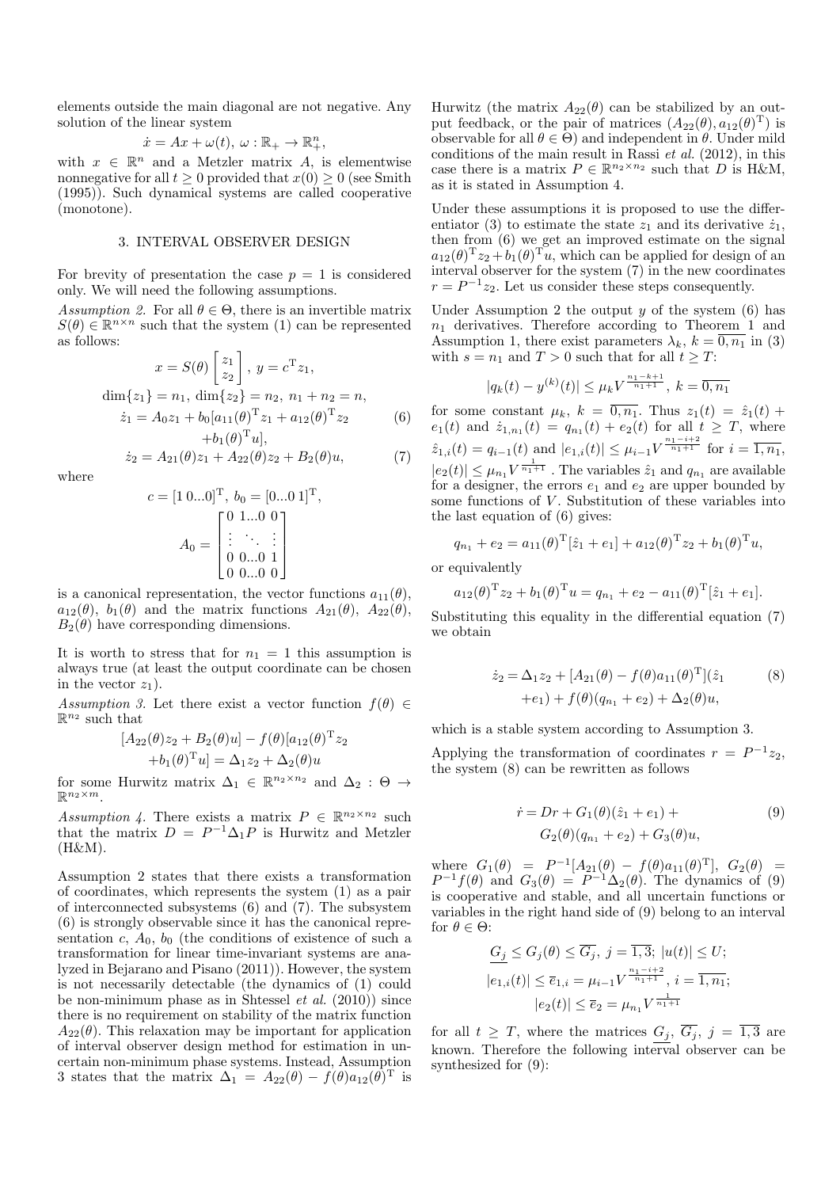elements outside the main diagonal are not negative. Any solution of the linear system

$$\dot{x} = Ax + \omega(t),\ \omega : \mathbb{R}_+ \to \mathbb{R}^n_+,$$

with $x \in \mathbb{R}^n$ and a Metzler matrix $A$, is elementwise nonnegative for all $t \geq 0$ provided that $x(0) \geq 0$ (see Smith (1995)). Such dynamical systems are called cooperative (monotone).

## 3. INTERVAL OBSERVER DESIGN

For brevity of presentation the case $p = 1$ is considered only. We will need the following assumptions.

*Assumption 2.* For all $\theta \in \Theta$, there is an invertible matrix $S(\theta) \in \mathbb{R}^{n\times n}$ such that the system (1) can be represented as follows:

$$x = S(\theta)\begin{bmatrix} z_1 \\ z_2 \end{bmatrix},\ y = c^{\mathrm{T}} z_1,$$

$$\dim\{z_1\} = n_1,\ \dim\{z_2\} = n_2,\ n_1 + n_2 = n,$$

$$\dot{z}_1 = A_0 z_1 + b_0[a_{11}(\theta)^{\mathrm{T}} z_1 + a_{12}(\theta)^{\mathrm{T}} z_2 + b_1(\theta)^{\mathrm{T}} u], \tag{6}$$

$$\dot{z}_2 = A_{21}(\theta) z_1 + A_{22}(\theta) z_2 + B_2(\theta) u, \tag{7}$$

where

$$c = [1\ 0...0]^{\mathrm{T}},\ b_0 = [0...0\ 1]^{\mathrm{T}},$$

$$A_0 = \begin{bmatrix} 0 & 1...0 & 0 \\ \vdots & \ddots & \vdots \\ 0 & 0...0 & 1 \\ 0 & 0...0 & 0 \end{bmatrix}$$

is a canonical representation, the vector functions $a_{11}(\theta)$, $a_{12}(\theta)$, $b_1(\theta)$ and the matrix functions $A_{21}(\theta)$, $A_{22}(\theta)$, $B_2(\theta)$ have corresponding dimensions.

It is worth to stress that for $n_1 = 1$ this assumption is always true (at least the output coordinate can be chosen in the vector $z_1$).

*Assumption 3.* Let there exist a vector function $f(\theta) \in \mathbb{R}^{n_2}$ such that

$$[A_{22}(\theta) z_2 + B_2(\theta) u] - f(\theta)[a_{12}(\theta)^{\mathrm{T}} z_2 + b_1(\theta)^{\mathrm{T}} u] = \Delta_1 z_2 + \Delta_2(\theta) u$$

for some Hurwitz matrix $\Delta_1 \in \mathbb{R}^{n_2\times n_2}$ and $\Delta_2 : \Theta \to \mathbb{R}^{n_2\times m}$.

*Assumption 4.* There exists a matrix $P \in \mathbb{R}^{n_2\times n_2}$ such that the matrix $D = P^{-1}\Delta_1 P$ is Hurwitz and Metzler (H&M).

Assumption 2 states that there exists a transformation of coordinates, which represents the system (1) as a pair of interconnected subsystems (6) and (7). The subsystem (6) is strongly observable since it has the canonical representation $c$, $A_0$, $b_0$ (the conditions of existence of such a transformation for linear time-invariant systems are analyzed in Bejarano and Pisano (2011)). However, the system is not necessarily detectable (the dynamics of (1) could be non-minimum phase as in Shtessel *et al.* (2010)) since there is no requirement on stability of the matrix function $A_{22}(\theta)$. This relaxation may be important for application of interval observer design method for estimation in uncertain non-minimum phase systems. Instead, Assumption 3 states that the matrix $\Delta_1 = A_{22}(\theta) - f(\theta) a_{12}(\theta)^{\mathrm{T}}$ is Hurwitz (the matrix $A_{22}(\theta)$ can be stabilized by an output feedback, or the pair of matrices $(A_{22}(\theta), a_{12}(\theta)^{\mathrm{T}})$ is observable for all $\theta \in \Theta$) and independent in $\theta$. Under mild conditions of the main result in Rassi *et al.* (2012), in this case there is a matrix $P \in \mathbb{R}^{n_2\times n_2}$ such that $D$ is H&M, as it is stated in Assumption 4.

Under these assumptions it is proposed to use the differentiator (3) to estimate the state $z_1$ and its derivative $\dot{z}_1$, then from (6) we get an improved estimate on the signal $a_{12}(\theta)^{\mathrm{T}} z_2 + b_1(\theta)^{\mathrm{T}} u$, which can be applied for design of an interval observer for the system (7) in the new coordinates $r = P^{-1} z_2$. Let us consider these steps consequently.

Under Assumption 2 the output $y$ of the system (6) has $n_1$ derivatives. Therefore according to Theorem 1 and Assumption 1, there exist parameters $\lambda_k$, $k = \overline{0, n_1}$ in (3) with $s = n_1$ and $T > 0$ such that for all $t \geq T$:

$$|q_k(t) - y^{(k)}(t)| \leq \mu_k V^{\frac{n_1 - k + 1}{n_1 + 1}},\ k = \overline{0, n_1}$$

for some constant $\mu_k$, $k = \overline{0, n_1}$. Thus $z_1(t) = \hat{z}_1(t) + e_1(t)$ and $\dot{z}_{1,n_1}(t) = q_{n_1}(t) + e_2(t)$ for all $t \geq T$, where $\hat{z}_{1,i}(t) = q_{i-1}(t)$ and $|e_{1,i}(t)| \leq \mu_{i-1} V^{\frac{n_1 - i + 2}{n_1 + 1}}$ for $i = \overline{1, n_1}$, $|e_2(t)| \leq \mu_{n_1} V^{\frac{1}{n_1 + 1}}$. The variables $\hat{z}_1$ and $q_{n_1}$ are available for a designer, the errors $e_1$ and $e_2$ are upper bounded by some functions of $V$. Substitution of these variables into the last equation of (6) gives:

$$q_{n_1} + e_2 = a_{11}(\theta)^{\mathrm{T}}[\hat{z}_1 + e_1] + a_{12}(\theta)^{\mathrm{T}} z_2 + b_1(\theta)^{\mathrm{T}} u,$$

or equivalently

$$a_{12}(\theta)^{\mathrm{T}} z_2 + b_1(\theta)^{\mathrm{T}} u = q_{n_1} + e_2 - a_{11}(\theta)^{\mathrm{T}}[\hat{z}_1 + e_1].$$

Substituting this equality in the differential equation (7) we obtain

$$\dot{z}_2 = \Delta_1 z_2 + [A_{21}(\theta) - f(\theta) a_{11}(\theta)^{\mathrm{T}}](\hat{z}_1 + e_1) + f(\theta)(q_{n_1} + e_2) + \Delta_2(\theta) u, \tag{8}$$

which is a stable system according to Assumption 3.

Applying the transformation of coordinates $r = P^{-1} z_2$, the system (8) can be rewritten as follows

$$\dot{r} = Dr + G_1(\theta)(\hat{z}_1 + e_1) + G_2(\theta)(q_{n_1} + e_2) + G_3(\theta) u, \tag{9}$$

where $G_1(\theta) = P^{-1}[A_{21}(\theta) - f(\theta) a_{11}(\theta)^{\mathrm{T}}]$, $G_2(\theta) = P^{-1} f(\theta)$ and $G_3(\theta) = P^{-1}\Delta_2(\theta)$. The dynamics of (9) is cooperative and stable, and all uncertain functions or variables in the right hand side of (9) belong to an interval for $\theta \in \Theta$:

$$\underline{G_j} \leq G_j(\theta) \leq \overline{G_j},\ j = \overline{1, 3};\ |u(t)| \leq U;$$

$$|e_{1,i}(t)| \leq \overline{e}_{1,i} = \mu_{i-1} V^{\frac{n_1 - i + 2}{n_1 + 1}},\ i = \overline{1, n_1};$$

$$|e_2(t)| \leq \overline{e}_2 = \mu_{n_1} V^{\frac{1}{n_1 + 1}}$$

for all $t \geq T$, where the matrices $\underline{G_j}$, $\overline{G_j}$, $j = \overline{1, 3}$ are known. Therefore the following interval observer can be synthesized for (9):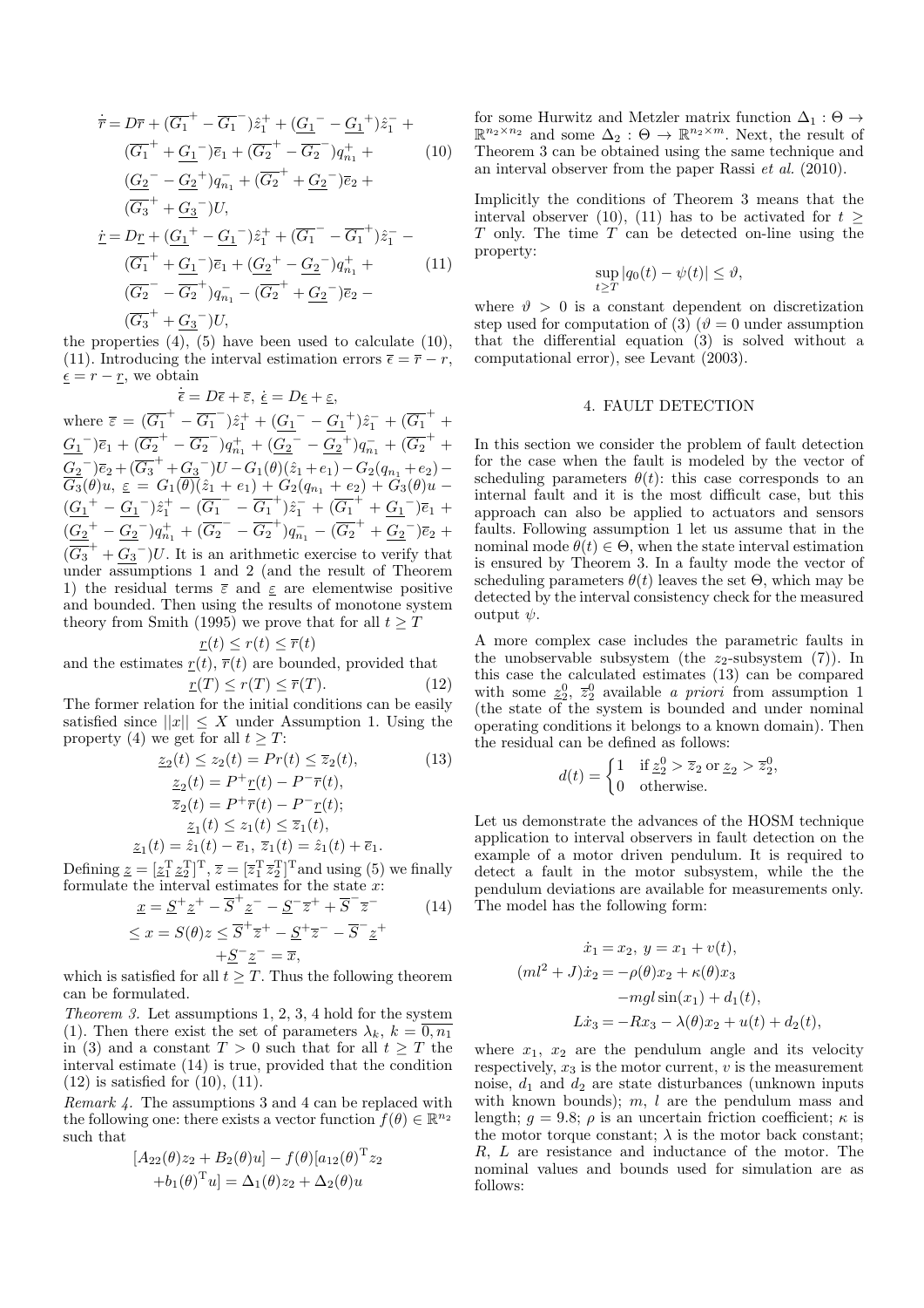$$
\begin{aligned}
\dot{\overline{r}} = D\overline{r} &+ (\overline{G_1}^+ - \overline{G_1}^-)\hat{z}_1^+ + (\underline{G_1}^- - \underline{G_1}^+)\hat{z}_1^- + \\
&(\overline{G_1}^+ + \underline{G_1}^-)\overline{e}_1 + (\overline{G_2}^+ - \overline{G_2}^-)q_{n_1}^+ + \\
&(\underline{G_2}^- - \underline{G_2}^+)q_{n_1}^- + (\overline{G_2}^+ + \underline{G_2}^-)\overline{e}_2 + \\
&(\overline{G_3}^+ + \underline{G_3}^-)U,
\end{aligned}
\tag{10}
$$

$$
\begin{aligned}
\dot{\underline{r}} = D\underline{r} &+ (\underline{G_1}^+ - \underline{G_1}^-)\hat{z}_1^+ + (\overline{G_1}^- - \overline{G_1}^+)\hat{z}_1^- - \\
&(\overline{G_1}^+ + \underline{G_1}^-)\overline{e}_1 + (\underline{G_2}^+ - \underline{G_2}^-)q_{n_1}^+ + \\
&(\overline{G_2}^- - \overline{G_2}^+)q_{n_1}^- - (\overline{G_2}^+ + \underline{G_2}^-)\overline{e}_2 - \\
&(\overline{G_3}^+ + \underline{G_3}^-)U,
\end{aligned}
\tag{11}
$$

the properties (4), (5) have been used to calculate (10), (11). Introducing the interval estimation errors $\overline{\epsilon} = \overline{r} - r$, $\underline{\epsilon} = r - \underline{r}$, we obtain

$$
\dot{\overline{\epsilon}} = D\overline{\epsilon} + \overline{\varepsilon},\ \dot{\underline{\epsilon}} = D\underline{\epsilon} + \underline{\varepsilon},
$$

where $\overline{\varepsilon} = (\overline{G_1}^+ - \overline{G_1}^-)\hat{z}_1^+ + (\underline{G_1}^- - \underline{G_1}^+)\hat{z}_1^- + (\overline{G_1}^+ + \underline{G_1}^-)\overline{e}_1 + (\overline{G_2}^+ - \overline{G_2}^-)q_{n_1}^+ + (\underline{G_2}^- - \underline{G_2}^+)q_{n_1}^- + (\overline{G_2}^+ + \underline{G_2}^-)\overline{e}_2 + (\overline{G_3}^+ + \underline{G_3}^-)U - G_1(\theta)(\hat{z}_1 + e_1) - G_2(q_{n_1} + e_2) - G_3(\theta)u$, $\underline{\varepsilon} = G_1(\theta)(\hat{z}_1 + e_1) + G_2(q_{n_1} + e_2) + G_3(\theta)u - (\underline{G_1}^+ - \underline{G_1}^-)\hat{z}_1^+ - (\overline{G_1}^- - \overline{G_1}^+)\hat{z}_1^- + (\overline{G_1}^+ + \underline{G_1}^-)\overline{e}_1 + (\underline{G_2}^+ - \underline{G_2}^-)q_{n_1}^+ + (\overline{G_2}^- - \overline{G_2}^+)q_{n_1}^- - (\overline{G_2}^+ + \underline{G_2}^-)\overline{e}_2 + (\overline{G_3}^+ + \underline{G_3}^-)U$. It is an arithmetic exercise to verify that under assumptions 1 and 2 (and the result of Theorem 1) the residual terms $\overline{\varepsilon}$ and $\underline{\varepsilon}$ are elementwise positive and bounded. Then using the results of monotone system theory from Smith (1995) we prove that for all $t \geq T$

$$
\underline{r}(t) \leq r(t) \leq \overline{r}(t)
$$

and the estimates $\underline{r}(t)$, $\overline{r}(t)$ are bounded, provided that

$$
\underline{r}(T) \leq r(T) \leq \overline{r}(T). \tag{12}
$$

The former relation for the initial conditions can be easily satisfied since $||x|| \leq X$ under Assumption 1. Using the property (4) we get for all $t \geq T$:

$$
\begin{aligned}
\underline{z}_2(t) \leq z_2(t) &= Pr(t) \leq \overline{z}_2(t), \\
\underline{z}_2(t) &= P^+\underline{r}(t) - P^-\overline{r}(t), \\
\overline{z}_2(t) &= P^+\overline{r}(t) - P^-\underline{r}(t); \\
\underline{z}_1(t) &\leq z_1(t) \leq \overline{z}_1(t), \\
\underline{z}_1(t) = \hat{z}_1(t) &- \overline{e}_1,\ \overline{z}_1(t) = \hat{z}_1(t) + \overline{e}_1.
\end{aligned}
\tag{13}
$$

Defining $\underline{z} = [\underline{z}_1^{\mathrm{T}}\, \underline{z}_2^{\mathrm{T}}]^{\mathrm{T}}$, $\overline{z} = [\overline{z}_1^{\mathrm{T}}\, \overline{z}_2^{\mathrm{T}}]^{\mathrm{T}}$ and using (5) we finally formulate the interval estimates for the state $x$:

$$
\begin{aligned}
\underline{x} &= \underline{S}^+\underline{z}^+ - \overline{S}^+\underline{z}^- - \underline{S}^-\overline{z}^+ + \overline{S}^-\overline{z}^- \\
&\leq x = S(\theta)z \leq \overline{S}^+\overline{z}^+ - \underline{S}^+\overline{z}^- - \overline{S}^-\underline{z}^+ \\
&\quad + \underline{S}^-\underline{z}^- = \overline{x},
\end{aligned}
\tag{14}
$$

which is satisfied for all $t \geq T$. Thus the following theorem can be formulated.

*Theorem 3.* Let assumptions 1, 2, 3, 4 hold for the system (1). Then there exist the set of parameters $\lambda_k$, $k = \overline{0, n_1}$ in (3) and a constant $T > 0$ such that for all $t \geq T$ the interval estimate (14) is true, provided that the condition (12) is satisfied for (10), (11).

*Remark 4.* The assumptions 3 and 4 can be replaced with the following one: there exists a vector function $f(\theta) \in \mathbb{R}^{n_2}$ such that

$$
\begin{aligned}
[A_{22}(\theta)z_2 + B_2(\theta)u] - f(\theta)[a_{12}(\theta)^{\mathrm{T}}z_2 \\
+ b_1(\theta)^{\mathrm{T}}u] = \Delta_1(\theta)z_2 + \Delta_2(\theta)u
\end{aligned}
$$

for some Hurwitz and Metzler matrix function $\Delta_1 : \Theta \to \mathbb{R}^{n_2 \times n_2}$ and some $\Delta_2 : \Theta \to \mathbb{R}^{n_2 \times m}$. Next, the result of Theorem 3 can be obtained using the same technique and an interval observer from the paper Rassi *et al.* (2010).

Implicitly the conditions of Theorem 3 means that the interval observer (10), (11) has to be activated for $t \geq T$ only. The time $T$ can be detected on-line using the property:

$$
\sup_{t \geq T} |q_0(t) - \psi(t)| \leq \vartheta,
$$

where $\vartheta > 0$ is a constant dependent on discretization step used for computation of (3) ($\vartheta = 0$ under assumption that the differential equation (3) is solved without a computational error), see Levant (2003).

## 4. FAULT DETECTION

In this section we consider the problem of fault detection for the case when the fault is modeled by the vector of scheduling parameters $\theta(t)$: this case corresponds to an internal fault and it is the most difficult case, but this approach can also be applied to actuators and sensors faults. Following assumption 1 let us assume that in the nominal mode $\theta(t) \in \Theta$, when the state interval estimation is ensured by Theorem 3. In a faulty mode the vector of scheduling parameters $\theta(t)$ leaves the set $\Theta$, which may be detected by the interval consistency check for the measured output $\psi$.

A more complex case includes the parametric faults in the unobservable subsystem (the $z_2$-subsystem (7)). In this case the calculated estimates (13) can be compared with some $\underline{z}_2^0$, $\overline{z}_2^0$ available *a priori* from assumption 1 (the state of the system is bounded and under nominal operating conditions it belongs to a known domain). Then the residual can be defined as follows:

$$
d(t) = \begin{cases} 1 & \text{if } \underline{z}_2^0 > \overline{z}_2 \text{ or } \underline{z}_2 > \overline{z}_2^0, \\ 0 & \text{otherwise.} \end{cases}
$$

Let us demonstrate the advances of the HOSM technique application to interval observers in fault detection on the example of a motor driven pendulum. It is required to detect a fault in the motor subsystem, while the the pendulum deviations are available for measurements only. The model has the following form:

$$
\begin{aligned}
\dot{x}_1 = x_2,\ y &= x_1 + v(t), \\
(ml^2 + J)\dot{x}_2 &= -\rho(\theta)x_2 + \kappa(\theta)x_3 \\
&\quad - mgl\sin(x_1) + d_1(t), \\
L\dot{x}_3 &= -Rx_3 - \lambda(\theta)x_2 + u(t) + d_2(t),
\end{aligned}
$$

where $x_1$, $x_2$ are the pendulum angle and its velocity respectively, $x_3$ is the motor current, $v$ is the measurement noise, $d_1$ and $d_2$ are state disturbances (unknown inputs with known bounds); $m$, $l$ are the pendulum mass and length; $g = 9.8$; $\rho$ is an uncertain friction coefficient; $\kappa$ is the motor torque constant; $\lambda$ is the motor back constant; $R$, $L$ are resistance and inductance of the motor. The nominal values and bounds used for simulation are as follows: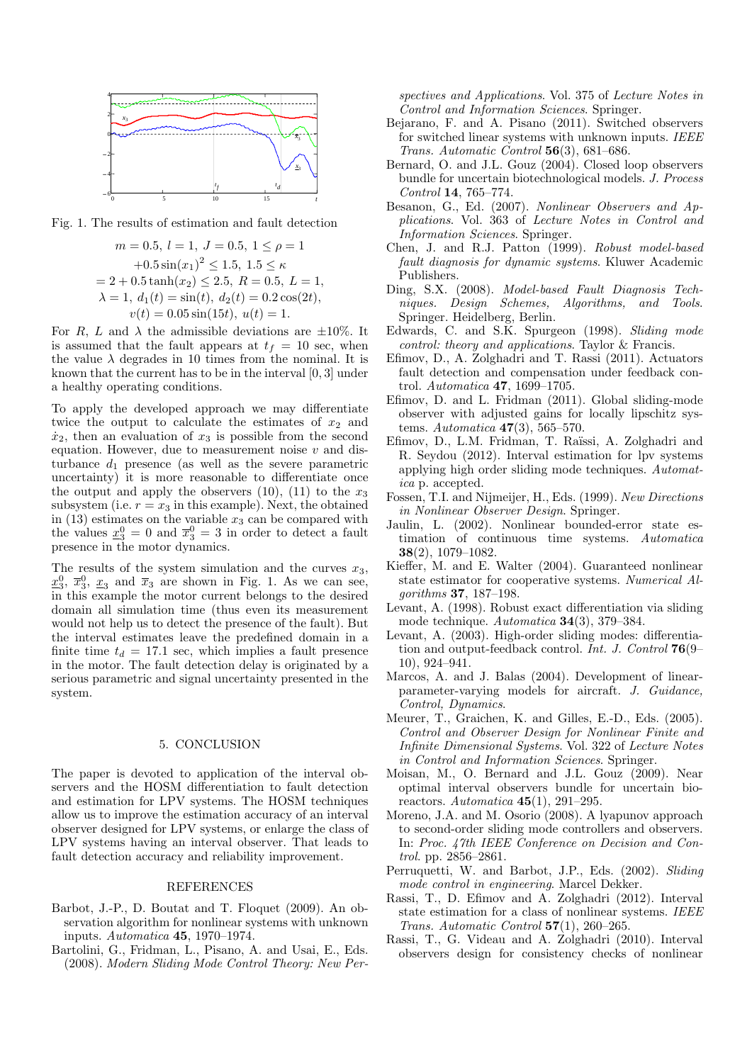Fig. 1. The results of estimation and fault detection

$$m = 0.5,\ l = 1,\ J = 0.5,\ 1 \le \rho = 1$$
$$+0.5\sin(x_1)^2 \le 1.5,\ 1.5 \le \kappa$$
$$= 2 + 0.5\tanh(x_2) \le 2.5,\ R = 0.5,\ L = 1,$$
$$\lambda = 1,\ d_1(t) = \sin(t),\ d_2(t) = 0.2\cos(2t),$$
$$v(t) = 0.05\sin(15t),\ u(t) = 1.$$

For $R$, $L$ and $\lambda$ the admissible deviations are $\pm 10\%$. It is assumed that the fault appears at $t_f = 10$ sec, when the value $\lambda$ degrades in 10 times from the nominal. It is known that the current has to be in the interval $[0, 3]$ under a healthy operating conditions.

To apply the developed approach we may differentiate twice the output to calculate the estimates of $x_2$ and $\dot{x}_2$, then an evaluation of $x_3$ is possible from the second equation. However, due to measurement noise $v$ and disturbance $d_1$ presence (as well as the severe parametric uncertainty) it is more reasonable to differentiate once the output and apply the observers (10), (11) to the $x_3$ subsystem (i.e. $r = x_3$ in this example). Next, the obtained in (13) estimates on the variable $x_3$ can be compared with the values $\underline{x}_3^0 = 0$ and $\overline{x}_3^0 = 3$ in order to detect a fault presence in the motor dynamics.

The results of the system simulation and the curves $x_3$, $\underline{x}_3^0$, $\overline{x}_3^0$, $\underline{x}_3$ and $\overline{x}_3$ are shown in Fig. 1. As we can see, in this example the motor current belongs to the desired domain all simulation time (thus even its measurement would not help us to detect the presence of the fault). But the interval estimates leave the predefined domain in a finite time $t_d = 17.1$ sec, which implies a fault presence in the motor. The fault detection delay is originated by a serious parametric and signal uncertainty presented in the system.

## 5. CONCLUSION

The paper is devoted to application of the interval observers and the HOSM differentiation to fault detection and estimation for LPV systems. The HOSM techniques allow us to improve the estimation accuracy of an interval observer designed for LPV systems, or enlarge the class of LPV systems having an interval observer. That leads to fault detection accuracy and reliability improvement.

## REFERENCES

Barbot, J.-P., D. Boutat and T. Floquet (2009). An observation algorithm for nonlinear systems with unknown inputs. *Automatica* **45**, 1970–1974.

Bartolini, G., Fridman, L., Pisano, A. and Usai, E., Eds. (2008). *Modern Sliding Mode Control Theory: New Perspectives and Applications*. Vol. 375 of *Lecture Notes in Control and Information Sciences*. Springer.

Bejarano, F. and A. Pisano (2011). Switched observers for switched linear systems with unknown inputs. *IEEE Trans. Automatic Control* **56**(3), 681–686.

Bernard, O. and J.L. Gouz (2004). Closed loop observers bundle for uncertain biotechnological models. *J. Process Control* **14**, 765–774.

Besanon, G., Ed. (2007). *Nonlinear Observers and Applications*. Vol. 363 of *Lecture Notes in Control and Information Sciences*. Springer.

Chen, J. and R.J. Patton (1999). *Robust model-based fault diagnosis for dynamic systems*. Kluwer Academic Publishers.

Ding, S.X. (2008). *Model-based Fault Diagnosis Techniques. Design Schemes, Algorithms, and Tools*. Springer. Heidelberg, Berlin.

Edwards, C. and S.K. Spurgeon (1998). *Sliding mode control: theory and applications*. Taylor & Francis.

Efimov, D., A. Zolghadri and T. Rassi (2011). Actuators fault detection and compensation under feedback control. *Automatica* **47**, 1699–1705.

Efimov, D. and L. Fridman (2011). Global sliding-mode observer with adjusted gains for locally lipschitz systems. *Automatica* **47**(3), 565–570.

Efimov, D., L.M. Fridman, T. Raïssi, A. Zolghadri and R. Seydou (2012). Interval estimation for lpv systems applying high order sliding mode techniques. *Automatica* p. accepted.

Fossen, T.I. and Nijmeijer, H., Eds. (1999). *New Directions in Nonlinear Observer Design*. Springer.

Jaulin, L. (2002). Nonlinear bounded-error state estimation of continuous time systems. *Automatica* **38**(2), 1079–1082.

Kieffer, M. and E. Walter (2004). Guaranteed nonlinear state estimator for cooperative systems. *Numerical Algorithms* **37**, 187–198.

Levant, A. (1998). Robust exact differentiation via sliding mode technique. *Automatica* **34**(3), 379–384.

Levant, A. (2003). High-order sliding modes: differentiation and output-feedback control. *Int. J. Control* **76**(9–10), 924–941.

Marcos, A. and J. Balas (2004). Development of linear-parameter-varying models for aircraft. *J. Guidance, Control, Dynamics*.

Meurer, T., Graichen, K. and Gilles, E.-D., Eds. (2005). *Control and Observer Design for Nonlinear Finite and Infinite Dimensional Systems*. Vol. 322 of *Lecture Notes in Control and Information Sciences*. Springer.

Moisan, M., O. Bernard and J.L. Gouz (2009). Near optimal interval observers bundle for uncertain bioreactors. *Automatica* **45**(1), 291–295.

Moreno, J.A. and M. Osorio (2008). A lyapunov approach to second-order sliding mode controllers and observers. In: *Proc. 47th IEEE Conference on Decision and Control*. pp. 2856–2861.

Perruquetti, W. and Barbot, J.P., Eds. (2002). *Sliding mode control in engineering*. Marcel Dekker.

Rassi, T., D. Efimov and A. Zolghadri (2012). Interval state estimation for a class of nonlinear systems. *IEEE Trans. Automatic Control* **57**(1), 260–265.

Rassi, T., G. Videau and A. Zolghadri (2010). Interval observers design for consistency checks of nonlinear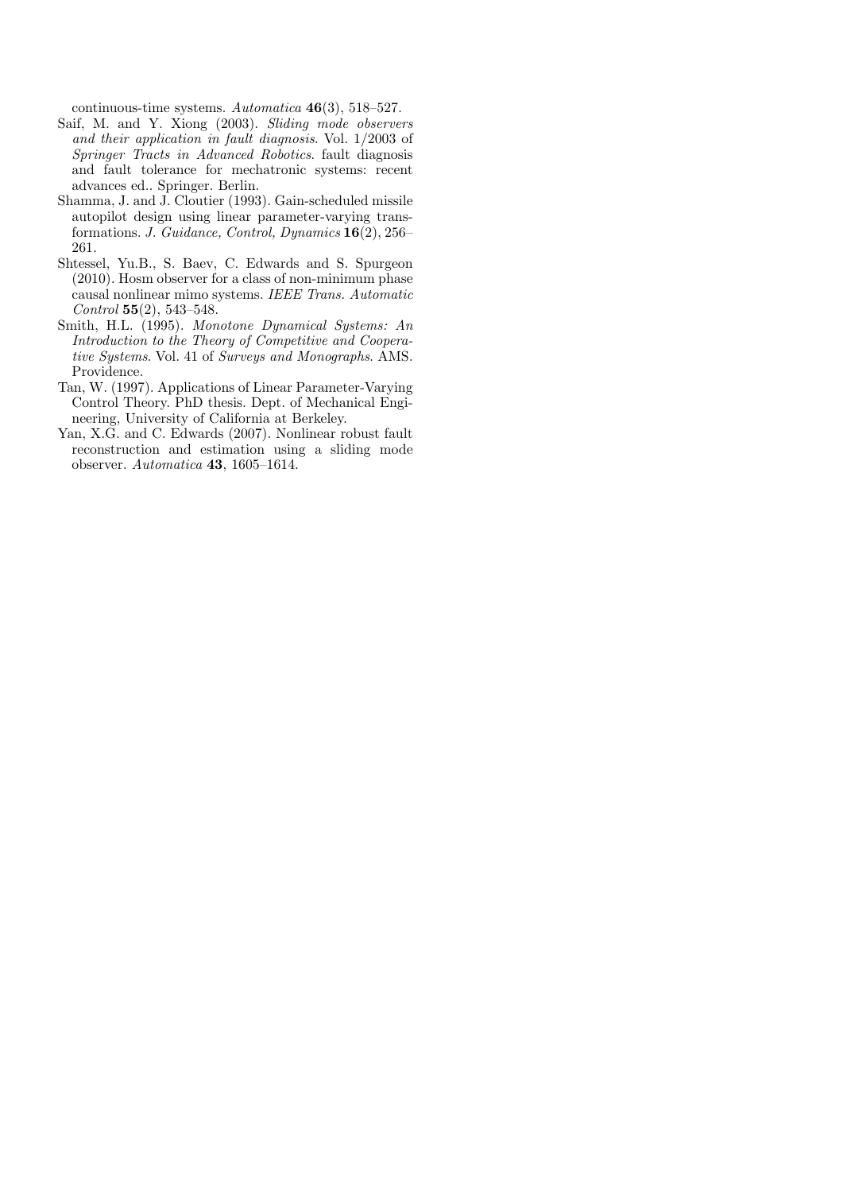continuous-time systems. *Automatica* **46**(3), 518–527.

Saif, M. and Y. Xiong (2003). *Sliding mode observers and their application in fault diagnosis*. Vol. 1/2003 of *Springer Tracts in Advanced Robotics*. fault diagnosis and fault tolerance for mechatronic systems: recent advances ed.. Springer. Berlin.

Shamma, J. and J. Cloutier (1993). Gain-scheduled missile autopilot design using linear parameter-varying transformations. *J. Guidance, Control, Dynamics* **16**(2), 256–261.

Shtessel, Yu.B., S. Baev, C. Edwards and S. Spurgeon (2010). Hosm observer for a class of non-minimum phase causal nonlinear mimo systems. *IEEE Trans. Automatic Control* **55**(2), 543–548.

Smith, H.L. (1995). *Monotone Dynamical Systems: An Introduction to the Theory of Competitive and Cooperative Systems*. Vol. 41 of *Surveys and Monographs*. AMS. Providence.

Tan, W. (1997). Applications of Linear Parameter-Varying Control Theory. PhD thesis. Dept. of Mechanical Engineering, University of California at Berkeley.

Yan, X.G. and C. Edwards (2007). Nonlinear robust fault reconstruction and estimation using a sliding mode observer. *Automatica* **43**, 1605–1614.